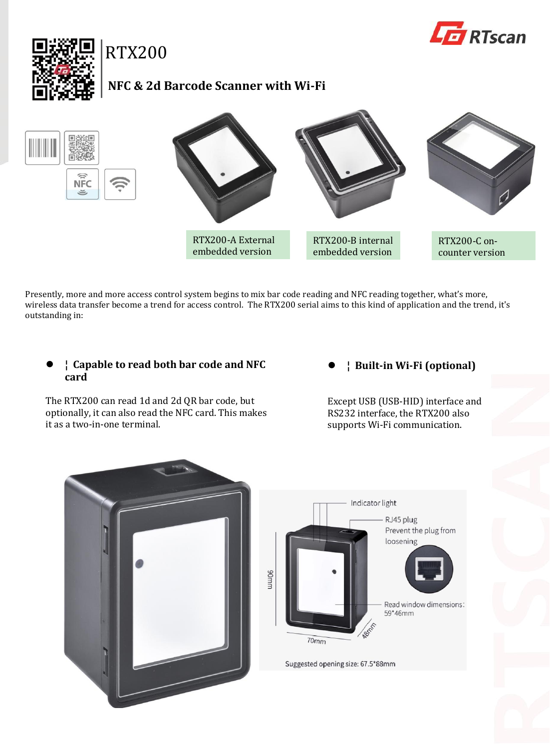# RTX200

## NFC & 2d Barcode Scanner with Wi-Fi

RTX200-A External embedded version

RTX200-B internal embedded version

RTX200-C on-counter version

Presently, more and more access control system begins to mix bar code reading and NFC reading together, what's more, wireless data transfer become a trend for access control. The RTX200 serial aims to this kind of application and the trend, it's outstanding in:

- **¦ Capable to read both bar code and NFC card**

The RTX200 can read 1d and 2d QR bar code, but optionally, it can also read the NFC card. This makes it as a two-in-one terminal.

- **¦ Built-in Wi-Fi (optional)**

Except USB (USB-HID) interface and RS232 interface, the RTX200 also supports Wi-Fi communication.

Indicator light

RJ45 plug
Prevent the plug from loosening

90mm

Read window dimensions: 59*46mm

70mm

48mm

Suggested opening size: 67.5*88mm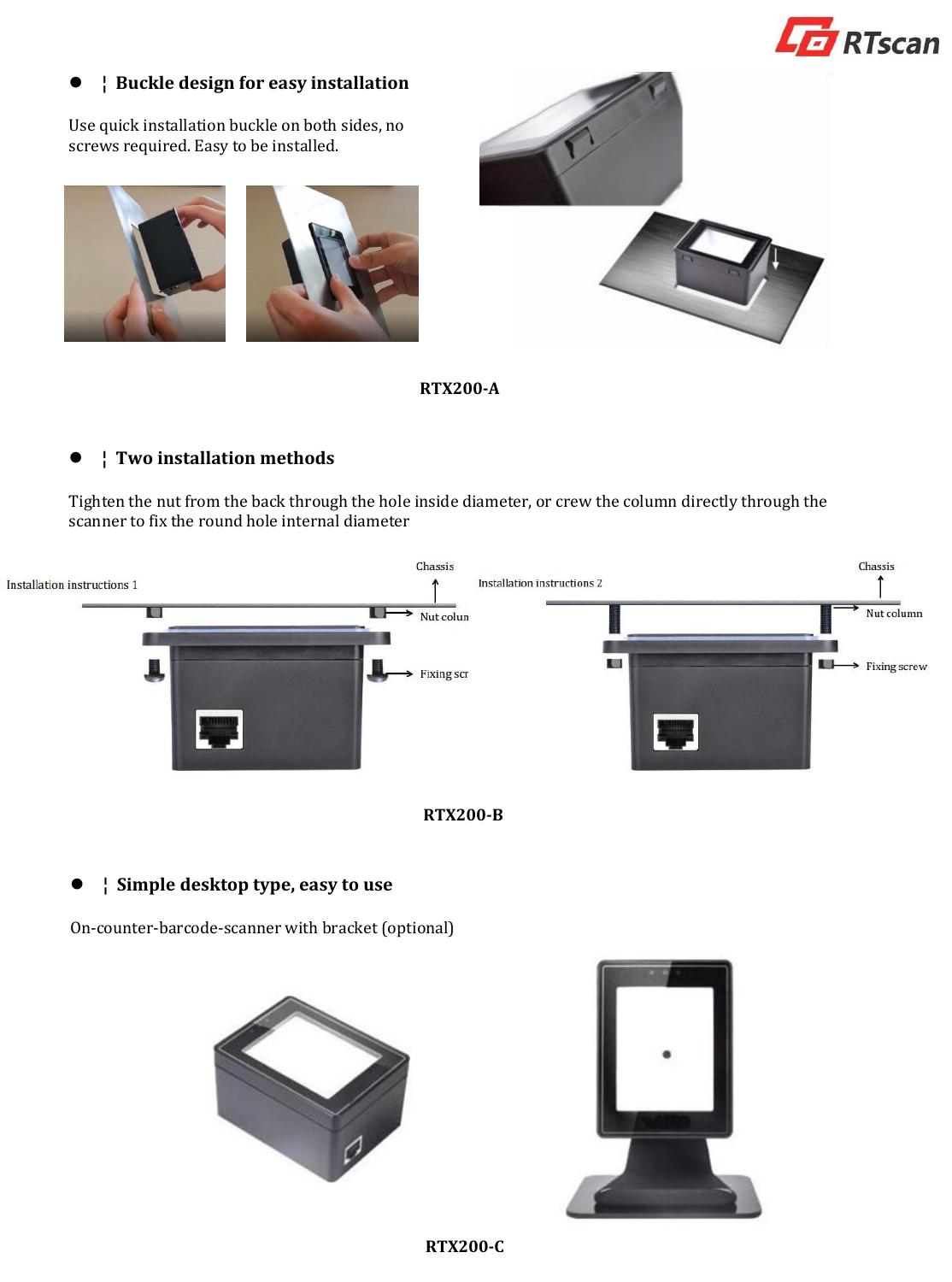## ¦ Buckle design for easy installation

Use quick installation buckle on both sides, no screws required. Easy to be installed.

**RTX200-A**

## ¦ Two installation methods

Tighten the nut from the back through the hole inside diameter, or crew the column directly through the scanner to fix the round hole internal diameter

Installation instructions 1

Chassis

Nut colun

Fixing scr

Installation instructions 2

Chassis

Nut column

Fixing screw

**RTX200-B**

## ¦ Simple desktop type, easy to use

On-counter-barcode-scanner with bracket (optional)

**RTX200-C**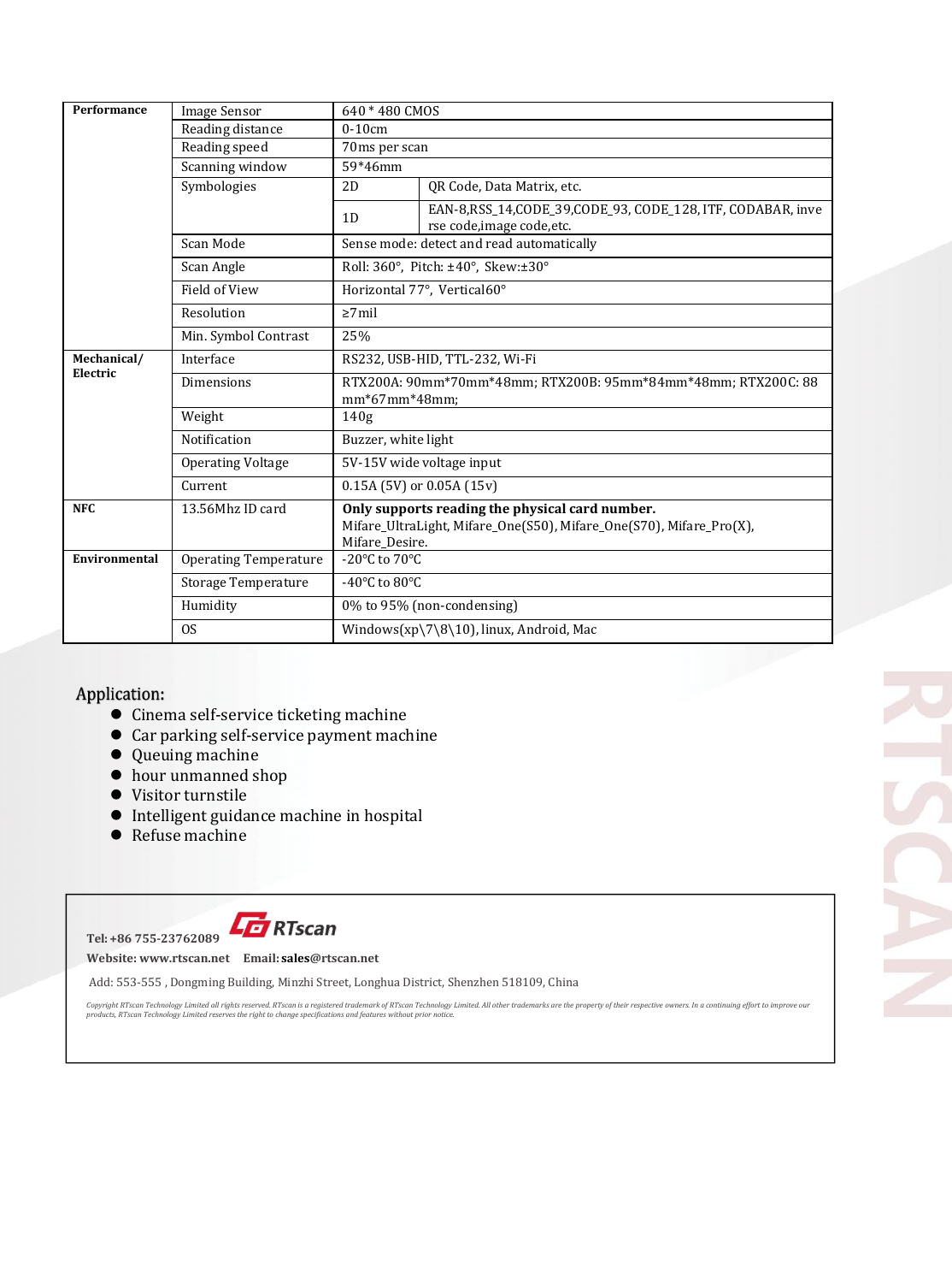| | | | |
|---|---|---|---|
| **Performance** | Image Sensor | 640 * 480 CMOS | |
| | Reading distance | 0-10cm | |
| | Reading speed | 70ms per scan | |
| | Scanning window | 59*46mm | |
| | Symbologies | 2D | QR Code, Data Matrix, etc. |
| | | 1D | EAN-8,RSS_14,CODE_39,CODE_93, CODE_128, ITF, CODABAR, inverse code,image code,etc. |
| | Scan Mode | Sense mode: detect and read automatically | |
| | Scan Angle | Roll: 360°, Pitch: ±40°, Skew:±30° | |
| | Field of View | Horizontal 77°, Vertical60° | |
| | Resolution | ≥7mil | |
| | Min. Symbol Contrast | 25% | |
| **Mechanical/ Electric** | Interface | RS232, USB-HID, TTL-232, Wi-Fi | |
| | Dimensions | RTX200A: 90mm*70mm*48mm; RTX200B: 95mm*84mm*48mm; RTX200C: 88 mm*67mm*48mm; | |
| | Weight | 140g | |
| | Notification | Buzzer, white light | |
| | Operating Voltage | 5V-15V wide voltage input | |
| | Current | 0.15A (5V) or 0.05A (15v) | |
| **NFC** | 13.56Mhz ID card | **Only supports reading the physical card number.** Mifare_UltraLight, Mifare_One(S50), Mifare_One(S70), Mifare_Pro(X), Mifare_Desire. | |
| **Environmental** | Operating Temperature | -20°C to 70°C | |
| | Storage Temperature | -40°C to 80°C | |
| | Humidity | 0% to 95% (non-condensing) | |
| | OS | Windows(xp\7\8\10), linux, Android, Mac | |

## Application:

- Cinema self-service ticketing machine
- Car parking self-service payment machine
- Queuing machine
- hour unmanned shop
- Visitor turnstile
- Intelligent guidance machine in hospital
- Refuse machine

**Tel: +86 755-23762089** RTscan

**Website: www.rtscan.net** **Email: sales@rtscan.net**

Add: 553-555 , Dongming Building, Minzhi Street, Longhua District, Shenzhen 518109, China

*Copyright RTscan Technology Limited all rights reserved. RTscan is a registered trademark of RTscan Technology Limited. All other trademarks are the property of their respective owners. In a continuing effort to improve our products, RTscan Technology Limited reserves the right to change specifications and features without prior notice.*